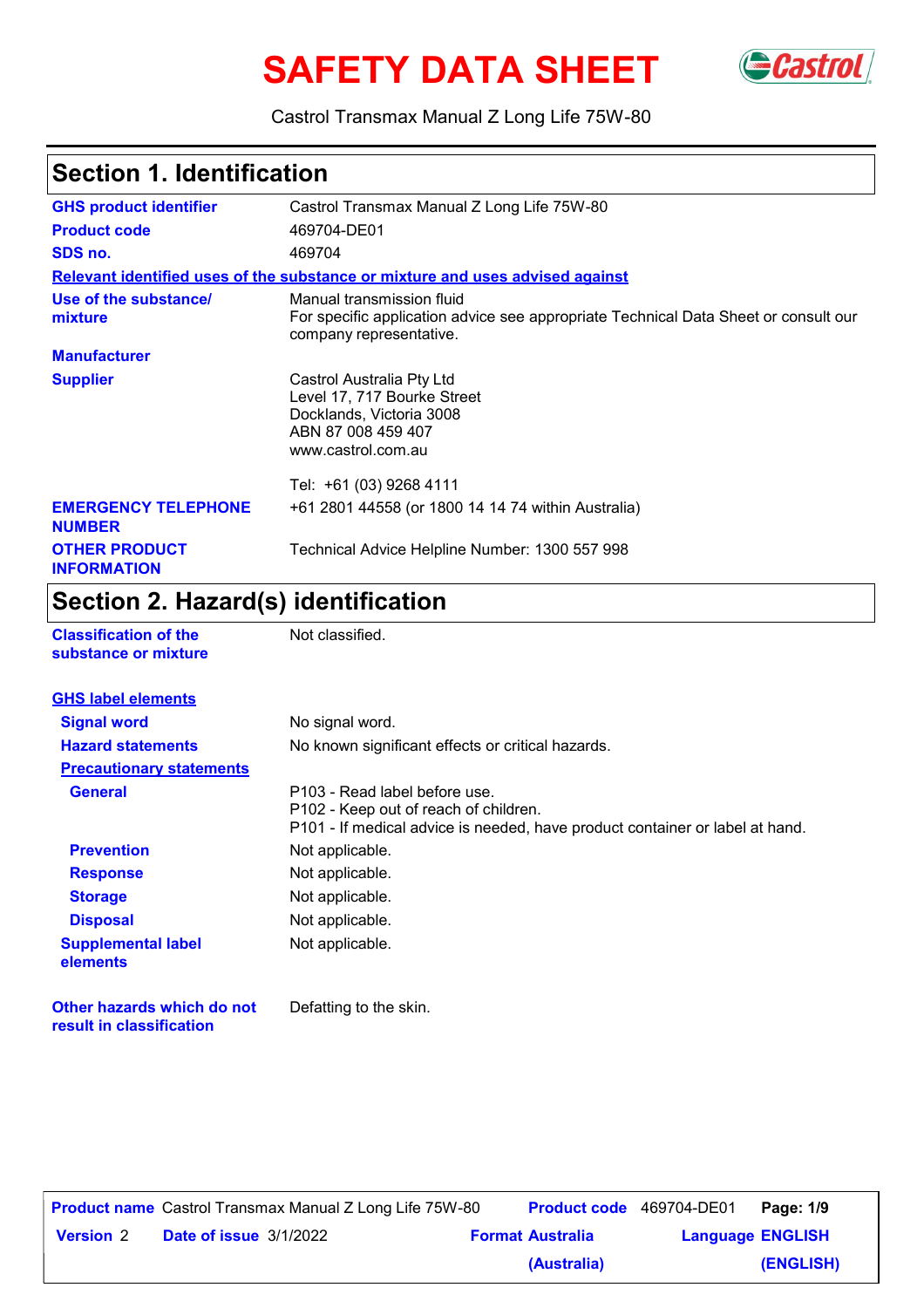# SAFETY DATA SHEET

Castrol Transmax Manual Z Long Life 75W-80

## Section 1. Identification

| | |
|---|---|
| **GHS product identifier** | Castrol Transmax Manual Z Long Life 75W-80 |
| **Product code** | 469704-DE01 |
| **SDS no.** | 469704 |

**Relevant identified uses of the substance or mixture and uses advised against**

| | |
|---|---|
| **Use of the substance/ mixture** | Manual transmission fluid<br>For specific application advice see appropriate Technical Data Sheet or consult our company representative. |
| **Manufacturer** | |
| **Supplier** | Castrol Australia Pty Ltd<br>Level 17, 717 Bourke Street<br>Docklands, Victoria 3008<br>ABN 87 008 459 407<br>www.castrol.com.au<br><br>Tel: +61 (03) 9268 4111 |
| **EMERGENCY TELEPHONE NUMBER** | +61 2801 44558 (or 1800 14 14 74 within Australia) |
| **OTHER PRODUCT INFORMATION** | Technical Advice Helpline Number: 1300 557 998 |

## Section 2. Hazard(s) identification

| | |
|---|---|
| **Classification of the substance or mixture** | Not classified. |

**GHS label elements**

| | |
|---|---|
| **Signal word** | No signal word. |
| **Hazard statements** | No known significant effects or critical hazards. |

**Precautionary statements**

| | |
|---|---|
| **General** | P103 - Read label before use.<br>P102 - Keep out of reach of children.<br>P101 - If medical advice is needed, have product container or label at hand. |
| **Prevention** | Not applicable. |
| **Response** | Not applicable. |
| **Storage** | Not applicable. |
| **Disposal** | Not applicable. |
| **Supplemental label elements** | Not applicable. |
| **Other hazards which do not result in classification** | Defatting to the skin. |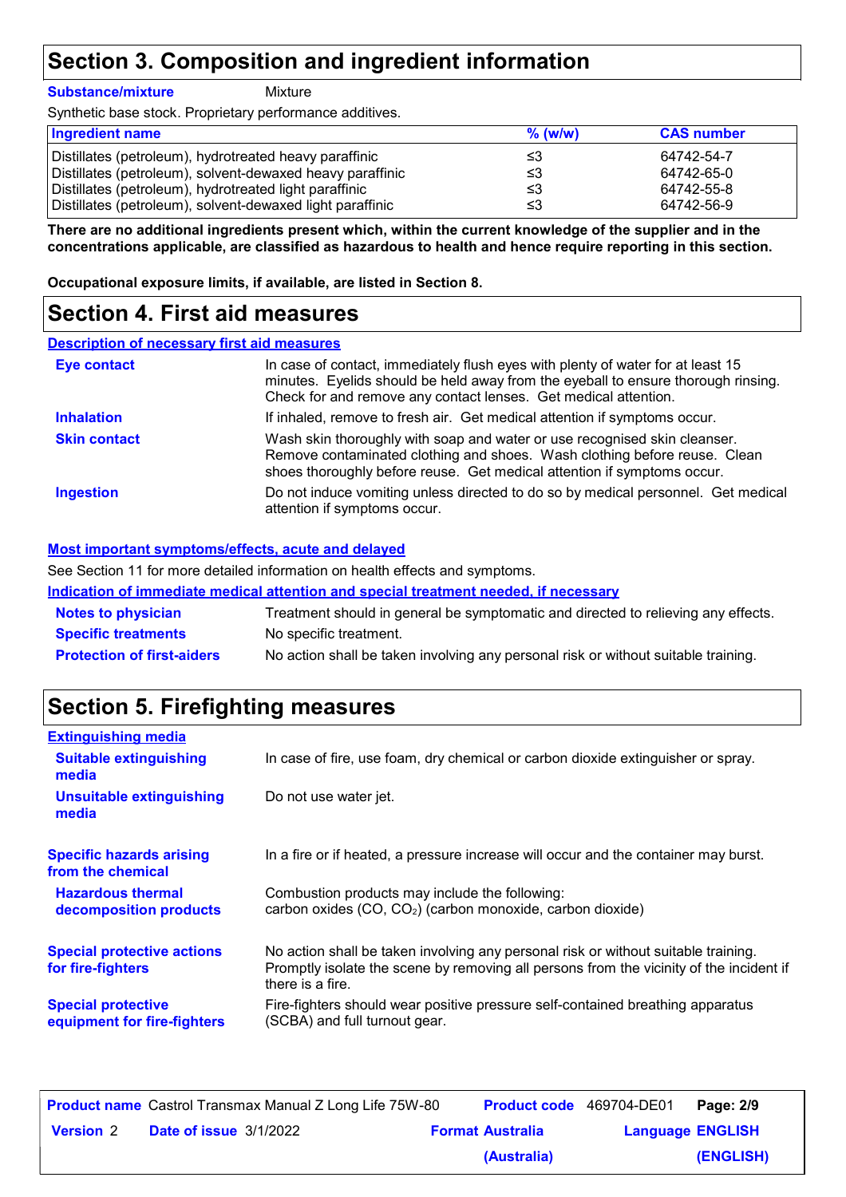# Section 3. Composition and ingredient information

**Substance/mixture** Mixture

Synthetic base stock. Proprietary performance additives.

| Ingredient name | % (w/w) | CAS number |
|---|---|---|
| Distillates (petroleum), hydrotreated heavy paraffinic | ≤3 | 64742-54-7 |
| Distillates (petroleum), solvent-dewaxed heavy paraffinic | ≤3 | 64742-65-0 |
| Distillates (petroleum), hydrotreated light paraffinic | ≤3 | 64742-55-8 |
| Distillates (petroleum), solvent-dewaxed light paraffinic | ≤3 | 64742-56-9 |

**There are no additional ingredients present which, within the current knowledge of the supplier and in the concentrations applicable, are classified as hazardous to health and hence require reporting in this section.**

**Occupational exposure limits, if available, are listed in Section 8.**

# Section 4. First aid measures

## Description of necessary first aid measures

**Eye contact**: In case of contact, immediately flush eyes with plenty of water for at least 15 minutes. Eyelids should be held away from the eyeball to ensure thorough rinsing. Check for and remove any contact lenses. Get medical attention.

**Inhalation**: If inhaled, remove to fresh air. Get medical attention if symptoms occur.

**Skin contact**: Wash skin thoroughly with soap and water or use recognised skin cleanser. Remove contaminated clothing and shoes. Wash clothing before reuse. Clean shoes thoroughly before reuse. Get medical attention if symptoms occur.

**Ingestion**: Do not induce vomiting unless directed to do so by medical personnel. Get medical attention if symptoms occur.

## Most important symptoms/effects, acute and delayed

See Section 11 for more detailed information on health effects and symptoms.

## Indication of immediate medical attention and special treatment needed, if necessary

**Notes to physician**: Treatment should in general be symptomatic and directed to relieving any effects.

**Specific treatments**: No specific treatment.

**Protection of first-aiders**: No action shall be taken involving any personal risk or without suitable training.

# Section 5. Firefighting measures

## Extinguishing media

**Suitable extinguishing media**: In case of fire, use foam, dry chemical or carbon dioxide extinguisher or spray.

**Unsuitable extinguishing media**: Do not use water jet.

**Specific hazards arising from the chemical**: In a fire or if heated, a pressure increase will occur and the container may burst.

**Hazardous thermal decomposition products**: Combustion products may include the following:
carbon oxides ($CO$, $CO_2$) (carbon monoxide, carbon dioxide)

**Special protective actions for fire-fighters**: No action shall be taken involving any personal risk or without suitable training. Promptly isolate the scene by removing all persons from the vicinity of the incident if there is a fire.

**Special protective equipment for fire-fighters**: Fire-fighters should wear positive pressure self-contained breathing apparatus (SCBA) and full turnout gear.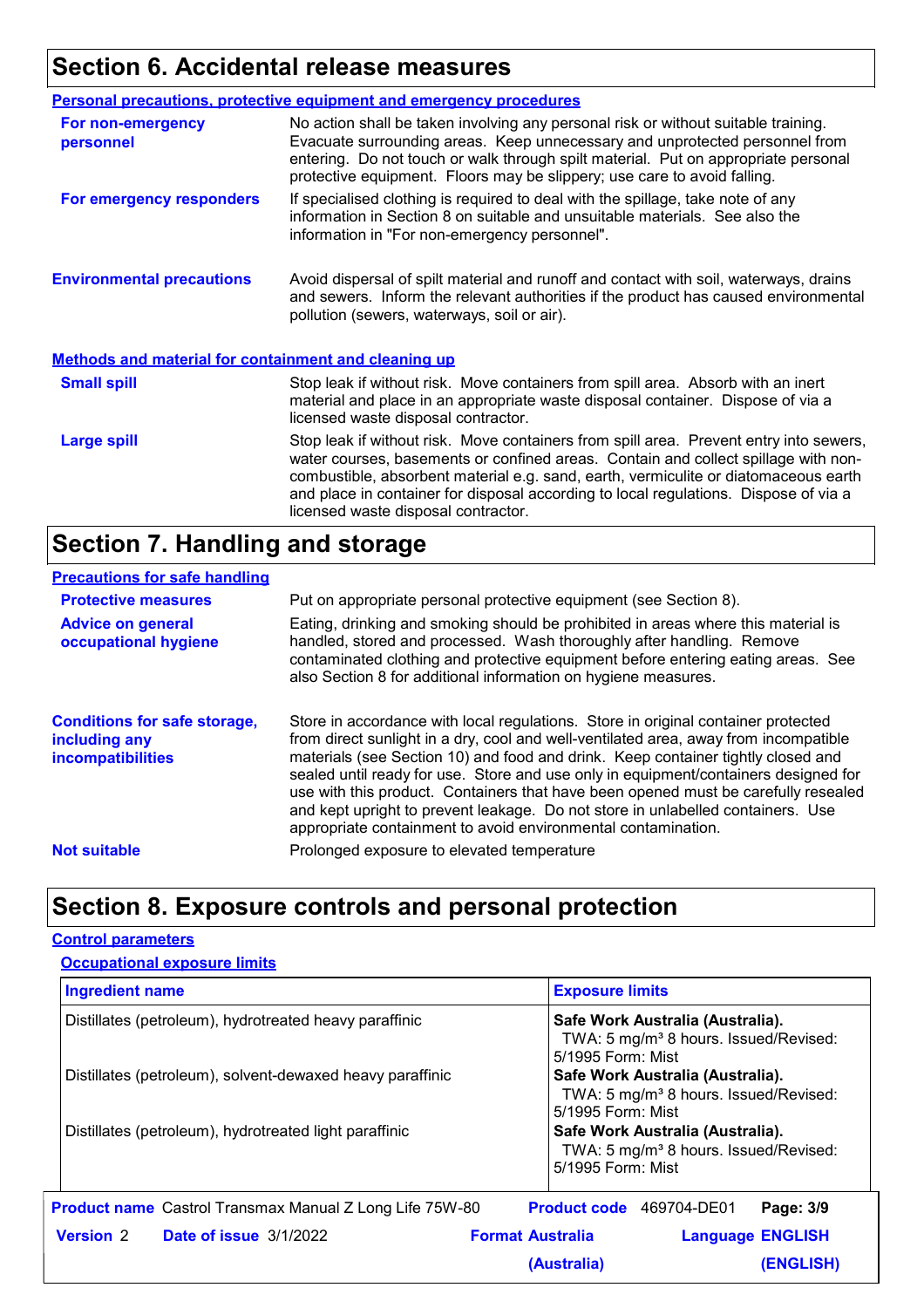# Section 6. Accidental release measures

### Personal precautions, protective equipment and emergency procedures

**For non-emergency personnel**

No action shall be taken involving any personal risk or without suitable training. Evacuate surrounding areas. Keep unnecessary and unprotected personnel from entering. Do not touch or walk through spilt material. Put on appropriate personal protective equipment. Floors may be slippery; use care to avoid falling.

**For emergency responders**

If specialised clothing is required to deal with the spillage, take note of any information in Section 8 on suitable and unsuitable materials. See also the information in "For non-emergency personnel".

**Environmental precautions**

Avoid dispersal of spilt material and runoff and contact with soil, waterways, drains and sewers. Inform the relevant authorities if the product has caused environmental pollution (sewers, waterways, soil or air).

### Methods and material for containment and cleaning up

**Small spill**

Stop leak if without risk. Move containers from spill area. Absorb with an inert material and place in an appropriate waste disposal container. Dispose of via a licensed waste disposal contractor.

**Large spill**

Stop leak if without risk. Move containers from spill area. Prevent entry into sewers, water courses, basements or confined areas. Contain and collect spillage with non-combustible, absorbent material e.g. sand, earth, vermiculite or diatomaceous earth and place in container for disposal according to local regulations. Dispose of via a licensed waste disposal contractor.

# Section 7. Handling and storage

### Precautions for safe handling

**Protective measures**

Put on appropriate personal protective equipment (see Section 8).

**Advice on general occupational hygiene**

Eating, drinking and smoking should be prohibited in areas where this material is handled, stored and processed. Wash thoroughly after handling. Remove contaminated clothing and protective equipment before entering eating areas. See also Section 8 for additional information on hygiene measures.

**Conditions for safe storage, including any incompatibilities**

Store in accordance with local regulations. Store in original container protected from direct sunlight in a dry, cool and well-ventilated area, away from incompatible materials (see Section 10) and food and drink. Keep container tightly closed and sealed until ready for use. Store and use only in equipment/containers designed for use with this product. Containers that have been opened must be carefully resealed and kept upright to prevent leakage. Do not store in unlabelled containers. Use appropriate containment to avoid environmental contamination.

**Not suitable**

Prolonged exposure to elevated temperature

# Section 8. Exposure controls and personal protection

### Control parameters

#### Occupational exposure limits

| Ingredient name | Exposure limits |
|---|---|
| Distillates (petroleum), hydrotreated heavy paraffinic | **Safe Work Australia (Australia).** TWA: 5 mg/m³ 8 hours. Issued/Revised: 5/1995 Form: Mist |
| Distillates (petroleum), solvent-dewaxed heavy paraffinic | **Safe Work Australia (Australia).** TWA: 5 mg/m³ 8 hours. Issued/Revised: 5/1995 Form: Mist |
| Distillates (petroleum), hydrotreated light paraffinic | **Safe Work Australia (Australia).** TWA: 5 mg/m³ 8 hours. Issued/Revised: 5/1995 Form: Mist |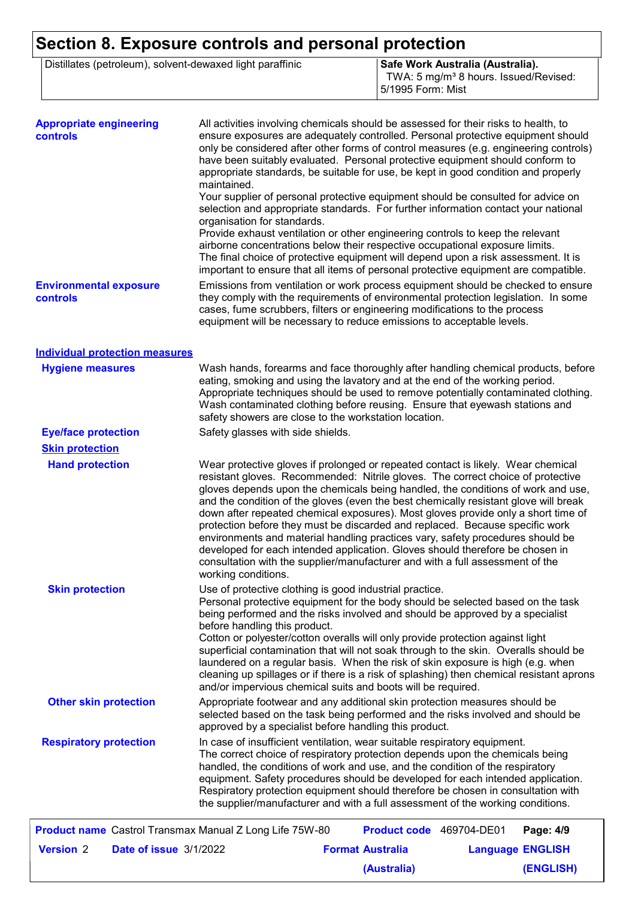# Section 8. Exposure controls and personal protection

| | |
|---|---|
| Distillates (petroleum), solvent-dewaxed light paraffinic | **Safe Work Australia (Australia).** TWA: 5 mg/m³ 8 hours. Issued/Revised: 5/1995 Form: Mist |

**Appropriate engineering controls**

All activities involving chemicals should be assessed for their risks to health, to ensure exposures are adequately controlled. Personal protective equipment should only be considered after other forms of control measures (e.g. engineering controls) have been suitably evaluated. Personal protective equipment should conform to appropriate standards, be suitable for use, be kept in good condition and properly maintained.
Your supplier of personal protective equipment should be consulted for advice on selection and appropriate standards. For further information contact your national organisation for standards.
Provide exhaust ventilation or other engineering controls to keep the relevant airborne concentrations below their respective occupational exposure limits.
The final choice of protective equipment will depend upon a risk assessment. It is important to ensure that all items of personal protective equipment are compatible.

**Environmental exposure controls**

Emissions from ventilation or work process equipment should be checked to ensure they comply with the requirements of environmental protection legislation. In some cases, fume scrubbers, filters or engineering modifications to the process equipment will be necessary to reduce emissions to acceptable levels.

## Individual protection measures

**Hygiene measures**

Wash hands, forearms and face thoroughly after handling chemical products, before eating, smoking and using the lavatory and at the end of the working period. Appropriate techniques should be used to remove potentially contaminated clothing. Wash contaminated clothing before reusing. Ensure that eyewash stations and safety showers are close to the workstation location.

**Eye/face protection**

Safety glasses with side shields.

### Skin protection

**Hand protection**

Wear protective gloves if prolonged or repeated contact is likely. Wear chemical resistant gloves. Recommended: Nitrile gloves. The correct choice of protective gloves depends upon the chemicals being handled, the conditions of work and use, and the condition of the gloves (even the best chemically resistant glove will break down after repeated chemical exposures). Most gloves provide only a short time of protection before they must be discarded and replaced. Because specific work environments and material handling practices vary, safety procedures should be developed for each intended application. Gloves should therefore be chosen in consultation with the supplier/manufacturer and with a full assessment of the working conditions.

**Skin protection**

Use of protective clothing is good industrial practice.
Personal protective equipment for the body should be selected based on the task being performed and the risks involved and should be approved by a specialist before handling this product.
Cotton or polyester/cotton overalls will only provide protection against light superficial contamination that will not soak through to the skin. Overalls should be laundered on a regular basis. When the risk of skin exposure is high (e.g. when cleaning up spillages or if there is a risk of splashing) then chemical resistant aprons and/or impervious chemical suits and boots will be required.

**Other skin protection**

Appropriate footwear and any additional skin protection measures should be selected based on the task being performed and the risks involved and should be approved by a specialist before handling this product.

**Respiratory protection**

In case of insufficient ventilation, wear suitable respiratory equipment.
The correct choice of respiratory protection depends upon the chemicals being handled, the conditions of work and use, and the condition of the respiratory equipment. Safety procedures should be developed for each intended application. Respiratory protection equipment should therefore be chosen in consultation with the supplier/manufacturer and with a full assessment of the working conditions.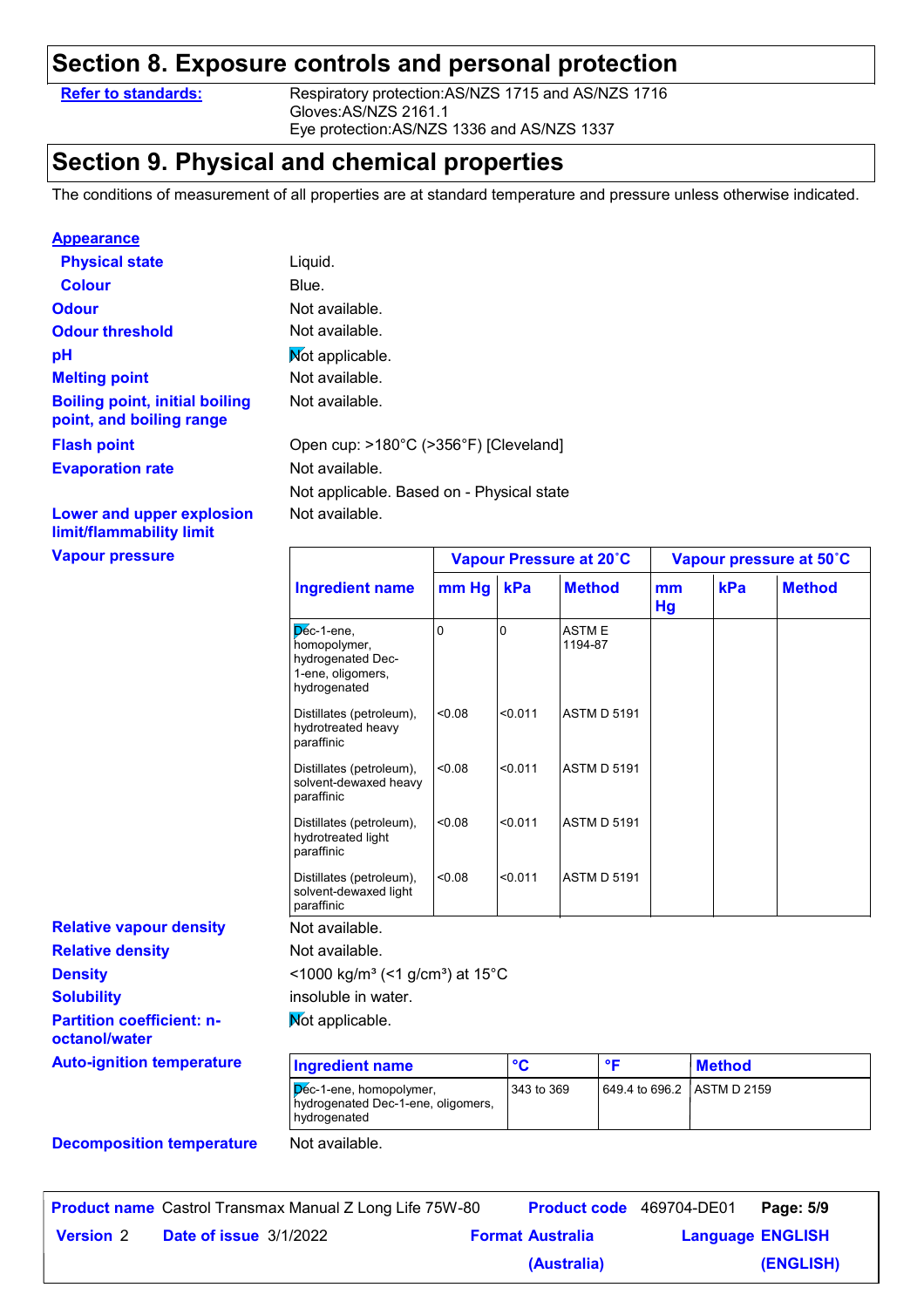## Section 8. Exposure controls and personal protection

| | |
|---|---|
| **Refer to standards:** | Respiratory protection:AS/NZS 1715 and AS/NZS 1716<br>Gloves:AS/NZS 2161.1<br>Eye protection:AS/NZS 1336 and AS/NZS 1337 |

## Section 9. Physical and chemical properties

The conditions of measurement of all properties are at standard temperature and pressure unless otherwise indicated.

**Appearance**

| | |
|---|---|
| **Physical state** | Liquid. |
| **Colour** | Blue. |
| **Odour** | Not available. |
| **Odour threshold** | Not available. |
| **pH** | Not applicable. |
| **Melting point** | Not available. |
| **Boiling point, initial boiling point, and boiling range** | Not available. |
| **Flash point** | Open cup: >180°C (>356°F) [Cleveland] |
| **Evaporation rate** | Not available. |
| | Not applicable. Based on - Physical state |
| **Lower and upper explosion limit/flammability limit** | Not available. |

**Vapour pressure**

| Ingredient name | Vapour Pressure at 20˚C | | | Vapour pressure at 50˚C | | |
|---|---|---|---|---|---|---|
| | mm Hg | kPa | Method | mm Hg | kPa | Method |
| Dec-1-ene, homopolymer, hydrogenated Dec-1-ene, oligomers, hydrogenated | 0 | 0 | ASTM E 1194-87 | | | |
| Distillates (petroleum), hydrotreated heavy paraffinic | <0.08 | <0.011 | ASTM D 5191 | | | |
| Distillates (petroleum), solvent-dewaxed heavy paraffinic | <0.08 | <0.011 | ASTM D 5191 | | | |
| Distillates (petroleum), hydrotreated light paraffinic | <0.08 | <0.011 | ASTM D 5191 | | | |
| Distillates (petroleum), solvent-dewaxed light paraffinic | <0.08 | <0.011 | ASTM D 5191 | | | |

| | |
|---|---|
| **Relative vapour density** | Not available. |
| **Relative density** | Not available. |
| **Density** | <1000 kg/m³ (<1 g/cm³) at 15°C |
| **Solubility** | insoluble in water. |
| **Partition coefficient: n-octanol/water** | Not applicable. |

**Auto-ignition temperature**

| Ingredient name | °C | °F | Method |
|---|---|---|---|
| Dec-1-ene, homopolymer, hydrogenated Dec-1-ene, oligomers, hydrogenated | 343 to 369 | 649.4 to 696.2 | ASTM D 2159 |

| | |
|---|---|
| **Decomposition temperature** | Not available. |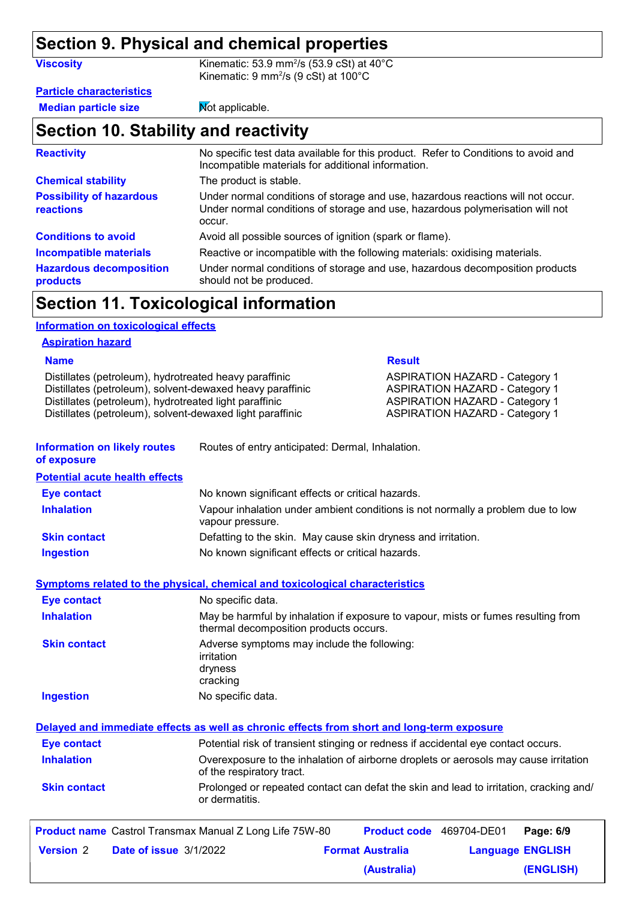## Section 9. Physical and chemical properties

| | |
|---|---|
| **Viscosity** | Kinematic: 53.9 $mm^2/s$ (53.9 cSt) at 40°C<br>Kinematic: 9 $mm^2/s$ (9 cSt) at 100°C |

**Particle characteristics**

| | |
|---|---|
| **Median particle size** | Not applicable. |

## Section 10. Stability and reactivity

| | |
|---|---|
| **Reactivity** | No specific test data available for this product. Refer to Conditions to avoid and Incompatible materials for additional information. |
| **Chemical stability** | The product is stable. |
| **Possibility of hazardous reactions** | Under normal conditions of storage and use, hazardous reactions will not occur. Under normal conditions of storage and use, hazardous polymerisation will not occur. |
| **Conditions to avoid** | Avoid all possible sources of ignition (spark or flame). |
| **Incompatible materials** | Reactive or incompatible with the following materials: oxidising materials. |
| **Hazardous decomposition products** | Under normal conditions of storage and use, hazardous decomposition products should not be produced. |

## Section 11. Toxicological information

**Information on toxicological effects**

**Aspiration hazard**

| Name | Result |
|---|---|
| Distillates (petroleum), hydrotreated heavy paraffinic | ASPIRATION HAZARD - Category 1 |
| Distillates (petroleum), solvent-dewaxed heavy paraffinic | ASPIRATION HAZARD - Category 1 |
| Distillates (petroleum), hydrotreated light paraffinic | ASPIRATION HAZARD - Category 1 |
| Distillates (petroleum), solvent-dewaxed light paraffinic | ASPIRATION HAZARD - Category 1 |

| | |
|---|---|
| **Information on likely routes of exposure** | Routes of entry anticipated: Dermal, Inhalation. |

**Potential acute health effects**

| | |
|---|---|
| **Eye contact** | No known significant effects or critical hazards. |
| **Inhalation** | Vapour inhalation under ambient conditions is not normally a problem due to low vapour pressure. |
| **Skin contact** | Defatting to the skin. May cause skin dryness and irritation. |
| **Ingestion** | No known significant effects or critical hazards. |

**Symptoms related to the physical, chemical and toxicological characteristics**

| | |
|---|---|
| **Eye contact** | No specific data. |
| **Inhalation** | May be harmful by inhalation if exposure to vapour, mists or fumes resulting from thermal decomposition products occurs. |
| **Skin contact** | Adverse symptoms may include the following:<br>irritation<br>dryness<br>cracking |
| **Ingestion** | No specific data. |

**Delayed and immediate effects as well as chronic effects from short and long-term exposure**

| | |
|---|---|
| **Eye contact** | Potential risk of transient stinging or redness if accidental eye contact occurs. |
| **Inhalation** | Overexposure to the inhalation of airborne droplets or aerosols may cause irritation of the respiratory tract. |
| **Skin contact** | Prolonged or repeated contact can defat the skin and lead to irritation, cracking and/or dermatitis. |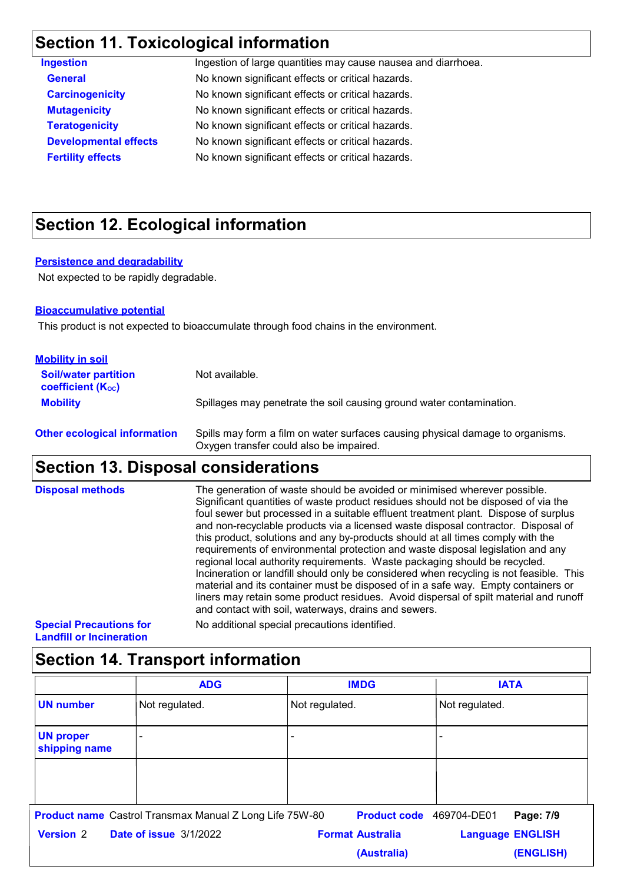## Section 11. Toxicological information

| | |
|---|---|
| **Ingestion** | Ingestion of large quantities may cause nausea and diarrhoea. |
| **General** | No known significant effects or critical hazards. |
| **Carcinogenicity** | No known significant effects or critical hazards. |
| **Mutagenicity** | No known significant effects or critical hazards. |
| **Teratogenicity** | No known significant effects or critical hazards. |
| **Developmental effects** | No known significant effects or critical hazards. |
| **Fertility effects** | No known significant effects or critical hazards. |

## Section 12. Ecological information

**Persistence and degradability**

Not expected to be rapidly degradable.

**Bioaccumulative potential**

This product is not expected to bioaccumulate through food chains in the environment.

**Mobility in soil**

| | |
|---|---|
| **Soil/water partition coefficient ($K_{OC}$)** | Not available. |
| **Mobility** | Spillages may penetrate the soil causing ground water contamination. |

**Other ecological information** — Spills may form a film on water surfaces causing physical damage to organisms. Oxygen transfer could also be impaired.

## Section 13. Disposal considerations

**Disposal methods** — The generation of waste should be avoided or minimised wherever possible. Significant quantities of waste product residues should not be disposed of via the foul sewer but processed in a suitable effluent treatment plant. Dispose of surplus and non-recyclable products via a licensed waste disposal contractor. Disposal of this product, solutions and any by-products should at all times comply with the requirements of environmental protection and waste disposal legislation and any regional local authority requirements. Waste packaging should be recycled. Incineration or landfill should only be considered when recycling is not feasible. This material and its container must be disposed of in a safe way. Empty containers or liners may retain some product residues. Avoid dispersal of spilt material and runoff and contact with soil, waterways, drains and sewers.

**Special Precautions for Landfill or Incineration** — No additional special precautions identified.

## Section 14. Transport information

| | ADG | IMDG | IATA |
|---|---|---|---|
| **UN number** | Not regulated. | Not regulated. | Not regulated. |
| **UN proper shipping name** | - | - | - |
| | | | |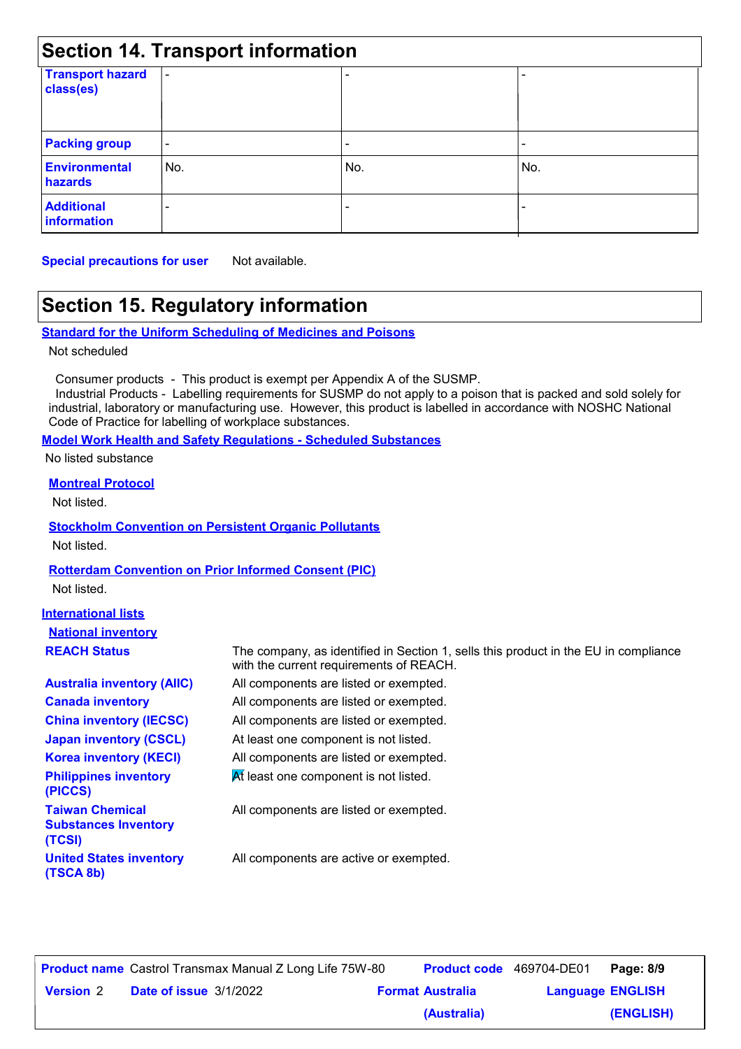## Section 14. Transport information

| | | | |
|---|---|---|---|
| **Transport hazard class(es)** | - | - | - |
| **Packing group** | - | - | - |
| **Environmental hazards** | No. | No. | No. |
| **Additional information** | - | - | - |

**Special precautions for user** Not available.

## Section 15. Regulatory information

**Standard for the Uniform Scheduling of Medicines and Poisons**

Not scheduled

Consumer products - This product is exempt per Appendix A of the SUSMP.
Industrial Products - Labelling requirements for SUSMP do not apply to a poison that is packed and sold solely for industrial, laboratory or manufacturing use. However, this product is labelled in accordance with NOSHC National Code of Practice for labelling of workplace substances.

**Model Work Health and Safety Regulations - Scheduled Substances**

No listed substance

**Montreal Protocol**

Not listed.

**Stockholm Convention on Persistent Organic Pollutants**

Not listed.

**Rotterdam Convention on Prior Informed Consent (PIC)**

Not listed.

**International lists**

**National inventory**

| | |
|---|---|
| **REACH Status** | The company, as identified in Section 1, sells this product in the EU in compliance with the current requirements of REACH. |
| **Australia inventory (AIIC)** | All components are listed or exempted. |
| **Canada inventory** | All components are listed or exempted. |
| **China inventory (IECSC)** | All components are listed or exempted. |
| **Japan inventory (CSCL)** | At least one component is not listed. |
| **Korea inventory (KECI)** | All components are listed or exempted. |
| **Philippines inventory (PICCS)** | At least one component is not listed. |
| **Taiwan Chemical Substances Inventory (TCSI)** | All components are listed or exempted. |
| **United States inventory (TSCA 8b)** | All components are active or exempted. |

| | | | | | |
|---|---|---|---|---|---|
| **Product name** | Castrol Transmax Manual Z Long Life 75W-80 | **Product code** | 469704-DE01 | **Page: 8/9** | |
| **Version** 2 | **Date of issue** 3/1/2022 | **Format** Australia (Australia) | | **Language** ENGLISH (ENGLISH) | |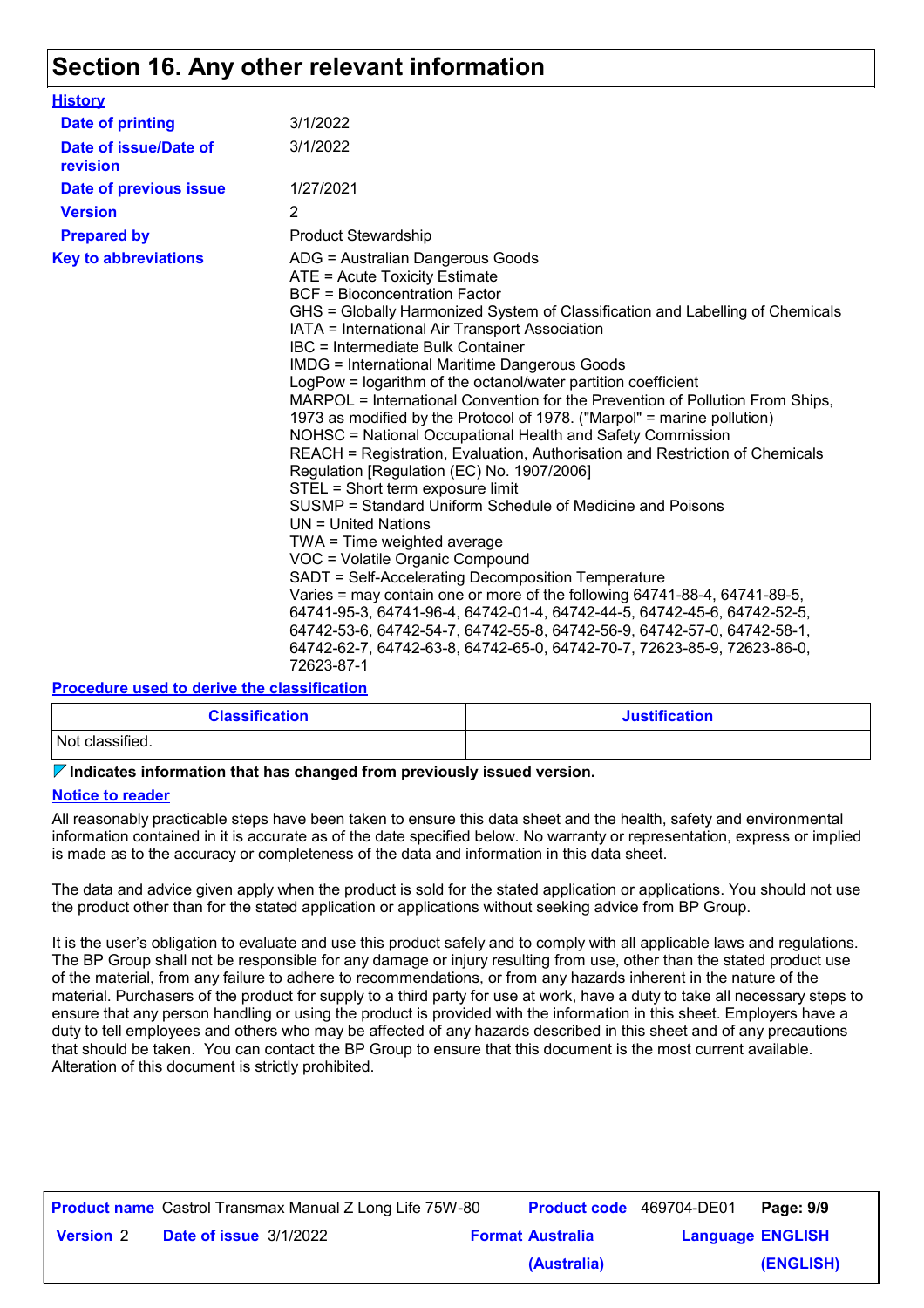# Section 16. Any other relevant information

**History**

**Date of printing** 3/1/2022

**Date of issue/Date of revision** 3/1/2022

**Date of previous issue** 1/27/2021

**Version** 2

**Prepared by** Product Stewardship

**Key to abbreviations**

ADG = Australian Dangerous Goods
ATE = Acute Toxicity Estimate
BCF = Bioconcentration Factor
GHS = Globally Harmonized System of Classification and Labelling of Chemicals
IATA = International Air Transport Association
IBC = Intermediate Bulk Container
IMDG = International Maritime Dangerous Goods
LogPow = logarithm of the octanol/water partition coefficient
MARPOL = International Convention for the Prevention of Pollution From Ships, 1973 as modified by the Protocol of 1978. ("Marpol" = marine pollution)
NOHSC = National Occupational Health and Safety Commission
REACH = Registration, Evaluation, Authorisation and Restriction of Chemicals Regulation [Regulation (EC) No. 1907/2006]
STEL = Short term exposure limit
SUSMP = Standard Uniform Schedule of Medicine and Poisons
UN = United Nations
TWA = Time weighted average
VOC = Volatile Organic Compound
SADT = Self-Accelerating Decomposition Temperature
Varies = may contain one or more of the following 64741-88-4, 64741-89-5, 64741-95-3, 64741-96-4, 64742-01-4, 64742-44-5, 64742-45-6, 64742-52-5, 64742-53-6, 64742-54-7, 64742-55-8, 64742-56-9, 64742-57-0, 64742-58-1, 64742-62-7, 64742-63-8, 64742-65-0, 64742-70-7, 72623-85-9, 72623-86-0, 72623-87-1

**Procedure used to derive the classification**

| Classification | Justification |
| --- | --- |
| Not classified. | |

**Indicates information that has changed from previously issued version.**

**Notice to reader**

All reasonably practicable steps have been taken to ensure this data sheet and the health, safety and environmental information contained in it is accurate as of the date specified below. No warranty or representation, express or implied is made as to the accuracy or completeness of the data and information in this data sheet.

The data and advice given apply when the product is sold for the stated application or applications. You should not use the product other than for the stated application or applications without seeking advice from BP Group.

It is the user's obligation to evaluate and use this product safely and to comply with all applicable laws and regulations. The BP Group shall not be responsible for any damage or injury resulting from use, other than the stated product use of the material, from any failure to adhere to recommendations, or from any hazards inherent in the nature of the material. Purchasers of the product for supply to a third party for use at work, have a duty to take all necessary steps to ensure that any person handling or using the product is provided with the information in this sheet. Employers have a duty to tell employees and others who may be affected of any hazards described in this sheet and of any precautions that should be taken. You can contact the BP Group to ensure that this document is the most current available. Alteration of this document is strictly prohibited.